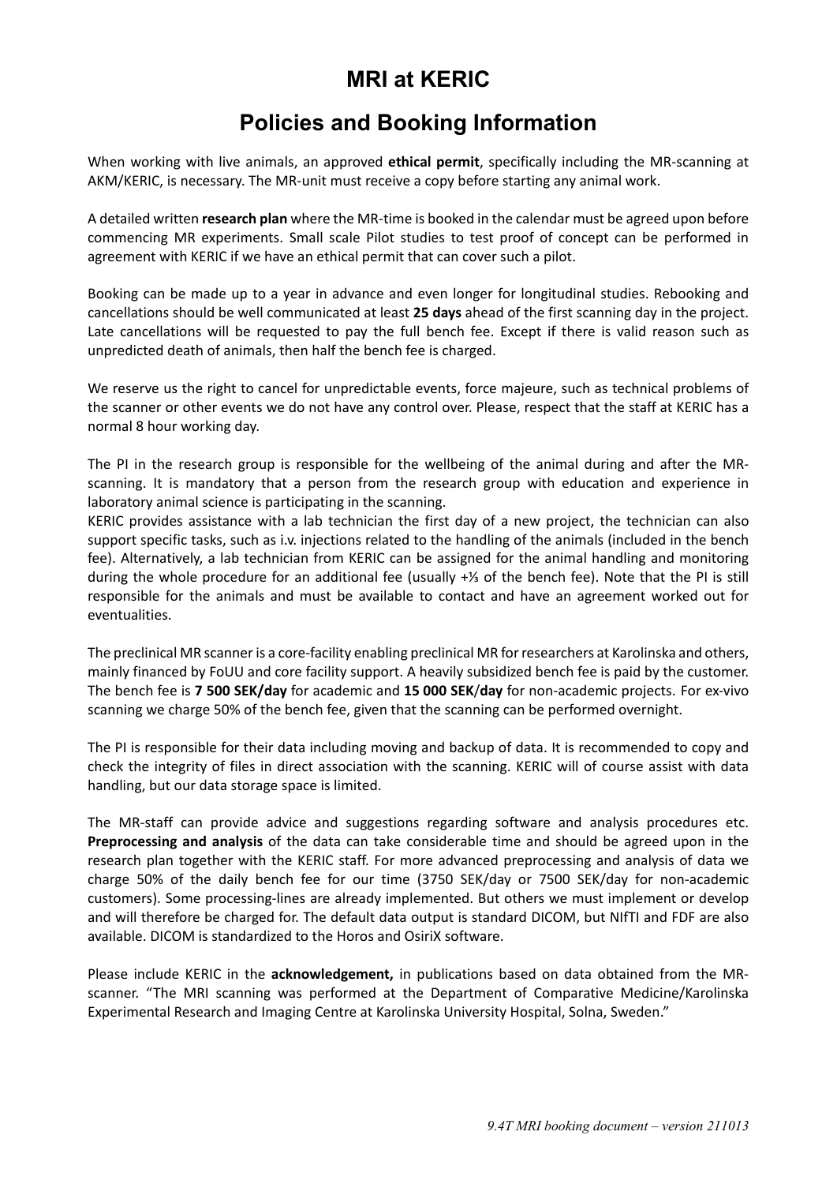# MRI at KERIC

## Policies and Booking Information

When working with live animals, an approved **ethical permit**, specifically including the MR-scanning at AKM/KERIC, is necessary. The MR-unit must receive a copy before starting any animal work.

A detailed written **research plan** where the MR-time is booked in the calendar must be agreed upon before commencing MR experiments. Small scale Pilot studies to test proof of concept can be performed in agreement with KERIC if we have an ethical permit that can cover such a pilot.

Booking can be made up to a year in advance and even longer for longitudinal studies. Rebooking and cancellations should be well communicated at least **25 days** ahead of the first scanning day in the project. Late cancellations will be requested to pay the full bench fee. Except if there is valid reason such as unpredicted death of animals, then half the bench fee is charged.

We reserve us the right to cancel for unpredictable events, force majeure, such as technical problems of the scanner or other events we do not have any control over. Please, respect that the staff at KERIC has a normal 8 hour working day.

The PI in the research group is responsible for the wellbeing of the animal during and after the MR-scanning. It is mandatory that a person from the research group with education and experience in laboratory animal science is participating in the scanning.
KERIC provides assistance with a lab technician the first day of a new project, the technician can also support specific tasks, such as i.v. injections related to the handling of the animals (included in the bench fee). Alternatively, a lab technician from KERIC can be assigned for the animal handling and monitoring during the whole procedure for an additional fee (usually +⅓ of the bench fee). Note that the PI is still responsible for the animals and must be available to contact and have an agreement worked out for eventualities.

The preclinical MR scanner is a core-facility enabling preclinical MR for researchers at Karolinska and others, mainly financed by FoUU and core facility support. A heavily subsidized bench fee is paid by the customer. The bench fee is **7 500 SEK/day** for academic and **15 000 SEK/day** for non-academic projects. For ex-vivo scanning we charge 50% of the bench fee, given that the scanning can be performed overnight.

The PI is responsible for their data including moving and backup of data. It is recommended to copy and check the integrity of files in direct association with the scanning. KERIC will of course assist with data handling, but our data storage space is limited.

The MR-staff can provide advice and suggestions regarding software and analysis procedures etc. **Preprocessing and analysis** of the data can take considerable time and should be agreed upon in the research plan together with the KERIC staff. For more advanced preprocessing and analysis of data we charge 50% of the daily bench fee for our time (3750 SEK/day or 7500 SEK/day for non-academic customers). Some processing-lines are already implemented. But others we must implement or develop and will therefore be charged for. The default data output is standard DICOM, but NIfTI and FDF are also available. DICOM is standardized to the Horos and OsiriX software.

Please include KERIC in the **acknowledgement,** in publications based on data obtained from the MR-scanner. "The MRI scanning was performed at the Department of Comparative Medicine/Karolinska Experimental Research and Imaging Centre at Karolinska University Hospital, Solna, Sweden."

*9.4T MRI booking document – version 211013*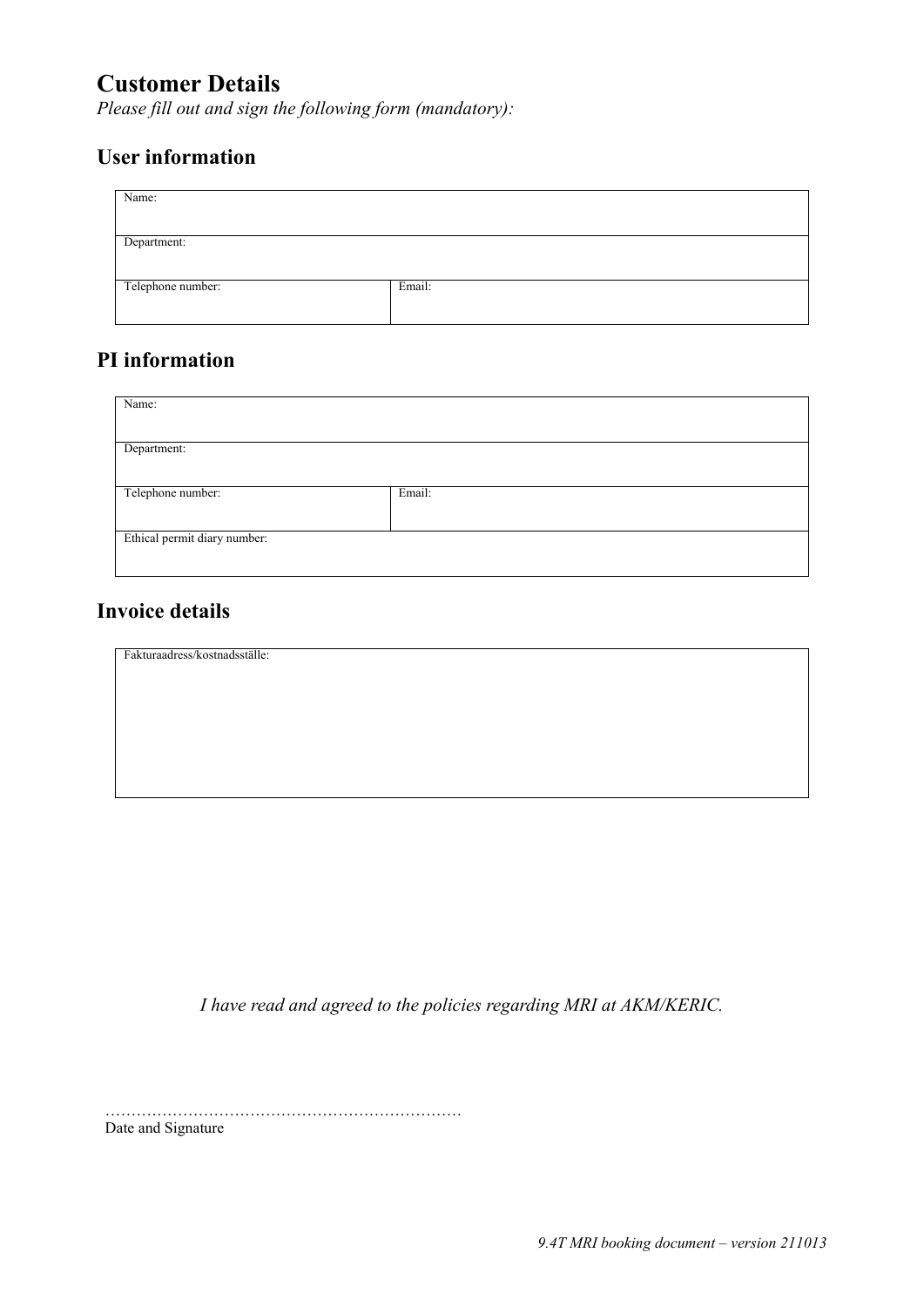## Customer Details

*Please fill out and sign the following form (mandatory):*

### User information

| | |
|---|---|
| Name: | |
| Department: | |
| Telephone number: | Email: |

### PI information

| | |
|---|---|
| Name: | |
| Department: | |
| Telephone number: | Email: |
| Ethical permit diary number: | |

### Invoice details

| |
|---|
| Fakturaadress/kostnadsställe: |

*I have read and agreed to the policies regarding MRI at AKM/KERIC.*

……………………………………………………………

Date and Signature

*9.4T MRI booking document – version 211013*